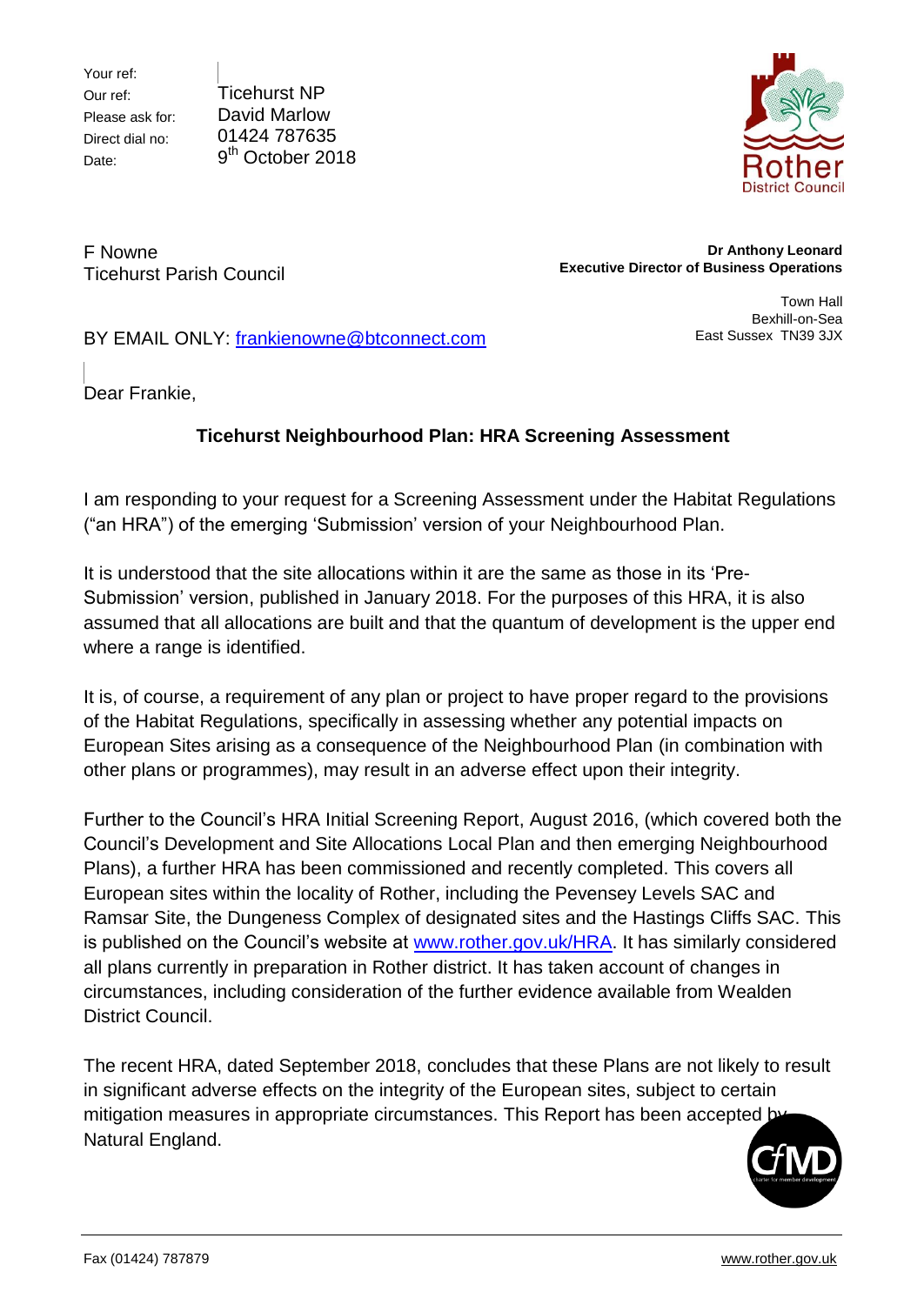| | |
|---|---|
| Your ref: | |
| Our ref: | Ticehurst NP |
| Please ask for: | David Marlow |
| Direct dial no: | 01424 787635 |
| Date: | 9th October 2018 |

F Nowne
Ticehurst Parish Council

**Dr Anthony Leonard**
**Executive Director of Business Operations**

Town Hall
Bexhill-on-Sea
East Sussex TN39 3JX

BY EMAIL ONLY: frankienowne@btconnect.com

Dear Frankie,

**Ticehurst Neighbourhood Plan: HRA Screening Assessment**

I am responding to your request for a Screening Assessment under the Habitat Regulations ("an HRA") of the emerging 'Submission' version of your Neighbourhood Plan.

It is understood that the site allocations within it are the same as those in its 'Pre-Submission' version, published in January 2018. For the purposes of this HRA, it is also assumed that all allocations are built and that the quantum of development is the upper end where a range is identified.

It is, of course, a requirement of any plan or project to have proper regard to the provisions of the Habitat Regulations, specifically in assessing whether any potential impacts on European Sites arising as a consequence of the Neighbourhood Plan (in combination with other plans or programmes), may result in an adverse effect upon their integrity.

Further to the Council's HRA Initial Screening Report, August 2016, (which covered both the Council's Development and Site Allocations Local Plan and then emerging Neighbourhood Plans), a further HRA has been commissioned and recently completed. This covers all European sites within the locality of Rother, including the Pevensey Levels SAC and Ramsar Site, the Dungeness Complex of designated sites and the Hastings Cliffs SAC. This is published on the Council's website at www.rother.gov.uk/HRA. It has similarly considered all plans currently in preparation in Rother district. It has taken account of changes in circumstances, including consideration of the further evidence available from Wealden District Council.

The recent HRA, dated September 2018, concludes that these Plans are not likely to result in significant adverse effects on the integrity of the European sites, subject to certain mitigation measures in appropriate circumstances. This Report has been accepted by Natural England.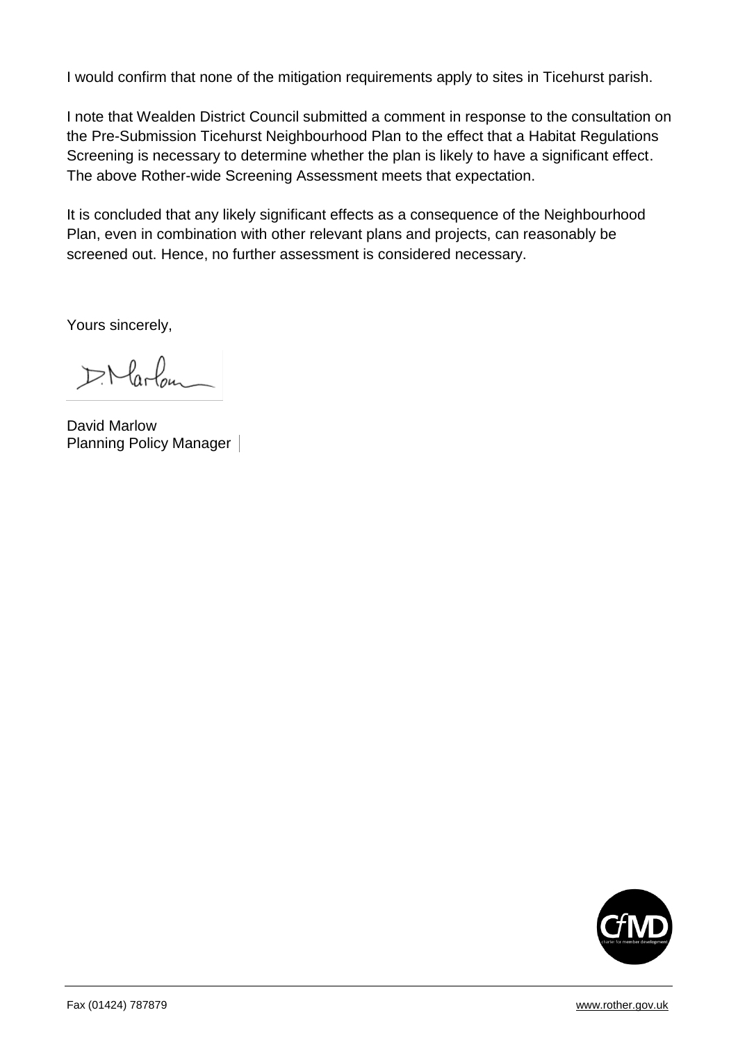I would confirm that none of the mitigation requirements apply to sites in Ticehurst parish.

I note that Wealden District Council submitted a comment in response to the consultation on the Pre-Submission Ticehurst Neighbourhood Plan to the effect that a Habitat Regulations Screening is necessary to determine whether the plan is likely to have a significant effect. The above Rother-wide Screening Assessment meets that expectation.

It is concluded that any likely significant effects as a consequence of the Neighbourhood Plan, even in combination with other relevant plans and projects, can reasonably be screened out. Hence, no further assessment is considered necessary.

Yours sincerely,

D. Marlow

David Marlow
Planning Policy Manager

Fax (01424) 787879

www.rother.gov.uk